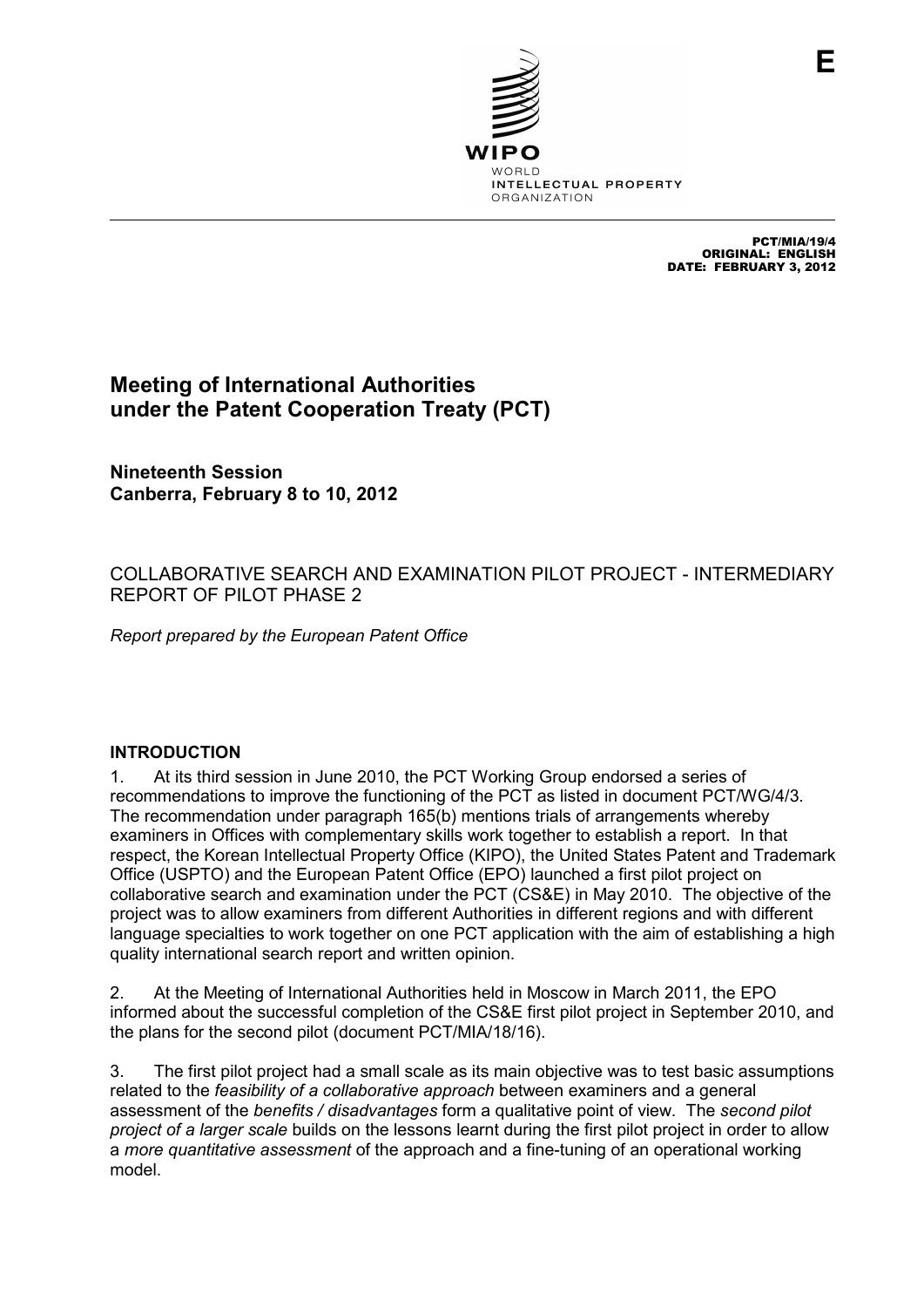E

PCT/MIA/19/4
ORIGINAL: ENGLISH
DATE: FEBRUARY 3, 2012

# Meeting of International Authorities under the Patent Cooperation Treaty (PCT)

## Nineteenth Session
## Canberra, February 8 to 10, 2012

COLLABORATIVE SEARCH AND EXAMINATION PILOT PROJECT - INTERMEDIARY REPORT OF PILOT PHASE 2

*Report prepared by the European Patent Office*

### INTRODUCTION

1. At its third session in June 2010, the PCT Working Group endorsed a series of recommendations to improve the functioning of the PCT as listed in document PCT/WG/4/3. The recommendation under paragraph 165(b) mentions trials of arrangements whereby examiners in Offices with complementary skills work together to establish a report. In that respect, the Korean Intellectual Property Office (KIPO), the United States Patent and Trademark Office (USPTO) and the European Patent Office (EPO) launched a first pilot project on collaborative search and examination under the PCT (CS&E) in May 2010. The objective of the project was to allow examiners from different Authorities in different regions and with different language specialties to work together on one PCT application with the aim of establishing a high quality international search report and written opinion.

2. At the Meeting of International Authorities held in Moscow in March 2011, the EPO informed about the successful completion of the CS&E first pilot project in September 2010, and the plans for the second pilot (document PCT/MIA/18/16).

3. The first pilot project had a small scale as its main objective was to test basic assumptions related to the *feasibility of a collaborative approach* between examiners and a general assessment of the *benefits / disadvantages* form a qualitative point of view. The *second pilot project of a larger scale* builds on the lessons learnt during the first pilot project in order to allow a *more quantitative assessment* of the approach and a fine-tuning of an operational working model.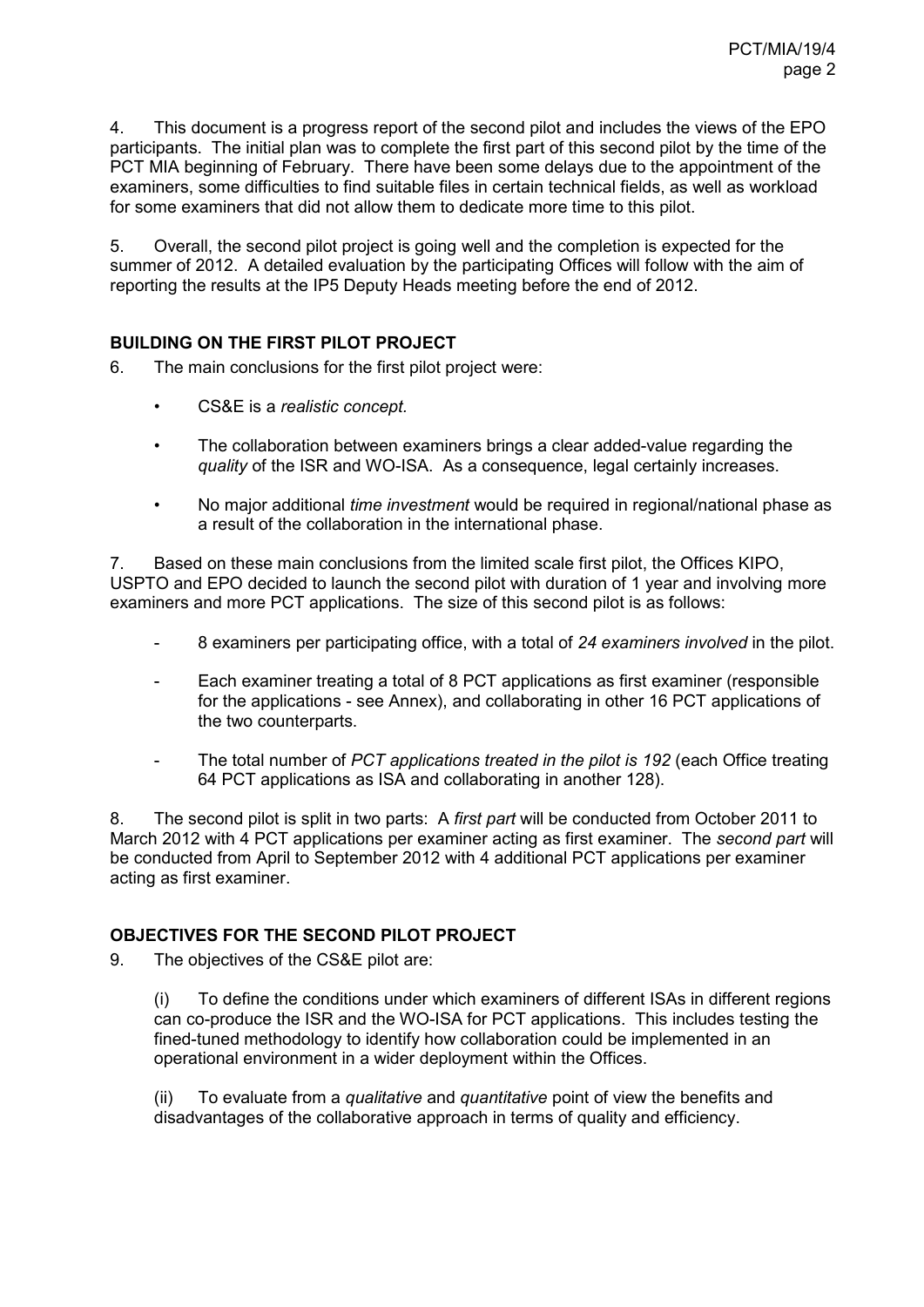4. This document is a progress report of the second pilot and includes the views of the EPO participants. The initial plan was to complete the first part of this second pilot by the time of the PCT MIA beginning of February. There have been some delays due to the appointment of the examiners, some difficulties to find suitable files in certain technical fields, as well as workload for some examiners that did not allow them to dedicate more time to this pilot.

5. Overall, the second pilot project is going well and the completion is expected for the summer of 2012. A detailed evaluation by the participating Offices will follow with the aim of reporting the results at the IP5 Deputy Heads meeting before the end of 2012.

## BUILDING ON THE FIRST PILOT PROJECT

6. The main conclusions for the first pilot project were:

- CS&E is a *realistic concept.*
- The collaboration between examiners brings a clear added-value regarding the *quality* of the ISR and WO-ISA. As a consequence, legal certainly increases.
- No major additional *time investment* would be required in regional/national phase as a result of the collaboration in the international phase.

7. Based on these main conclusions from the limited scale first pilot, the Offices KIPO, USPTO and EPO decided to launch the second pilot with duration of 1 year and involving more examiners and more PCT applications. The size of this second pilot is as follows:

- 8 examiners per participating office, with a total of *24 examiners involved* in the pilot.
- Each examiner treating a total of 8 PCT applications as first examiner (responsible for the applications - see Annex), and collaborating in other 16 PCT applications of the two counterparts.
- The total number of *PCT applications treated in the pilot is 192* (each Office treating 64 PCT applications as ISA and collaborating in another 128).

8. The second pilot is split in two parts: A *first part* will be conducted from October 2011 to March 2012 with 4 PCT applications per examiner acting as first examiner. The *second part* will be conducted from April to September 2012 with 4 additional PCT applications per examiner acting as first examiner.

## OBJECTIVES FOR THE SECOND PILOT PROJECT

9. The objectives of the CS&E pilot are:

(i) To define the conditions under which examiners of different ISAs in different regions can co-produce the ISR and the WO-ISA for PCT applications. This includes testing the fined-tuned methodology to identify how collaboration could be implemented in an operational environment in a wider deployment within the Offices.

(ii) To evaluate from a *qualitative* and *quantitative* point of view the benefits and disadvantages of the collaborative approach in terms of quality and efficiency.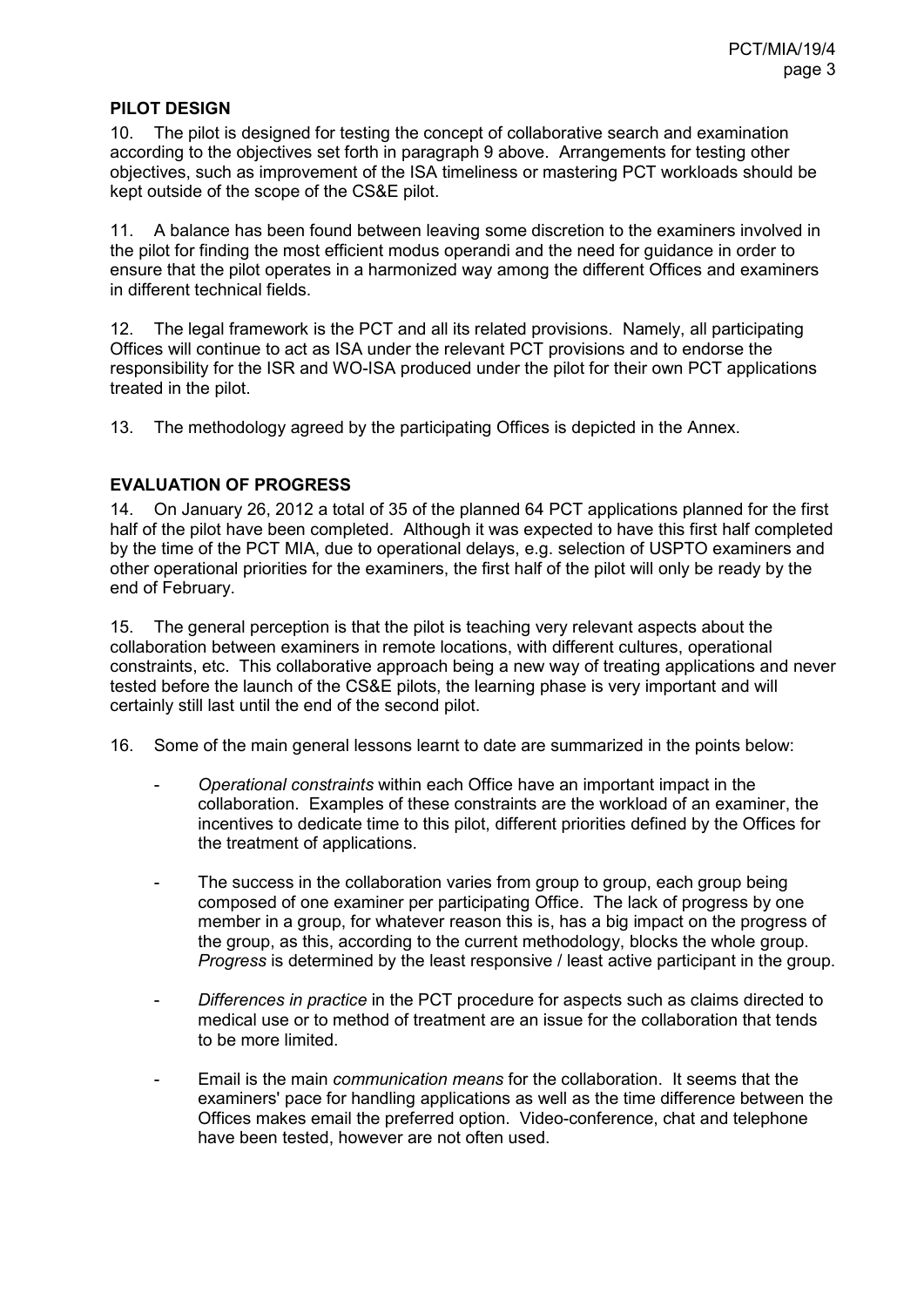## PILOT DESIGN

10. The pilot is designed for testing the concept of collaborative search and examination according to the objectives set forth in paragraph 9 above. Arrangements for testing other objectives, such as improvement of the ISA timeliness or mastering PCT workloads should be kept outside of the scope of the CS&E pilot.

11. A balance has been found between leaving some discretion to the examiners involved in the pilot for finding the most efficient modus operandi and the need for guidance in order to ensure that the pilot operates in a harmonized way among the different Offices and examiners in different technical fields.

12. The legal framework is the PCT and all its related provisions. Namely, all participating Offices will continue to act as ISA under the relevant PCT provisions and to endorse the responsibility for the ISR and WO-ISA produced under the pilot for their own PCT applications treated in the pilot.

13. The methodology agreed by the participating Offices is depicted in the Annex.

## EVALUATION OF PROGRESS

14. On January 26, 2012 a total of 35 of the planned 64 PCT applications planned for the first half of the pilot have been completed. Although it was expected to have this first half completed by the time of the PCT MIA, due to operational delays, e.g. selection of USPTO examiners and other operational priorities for the examiners, the first half of the pilot will only be ready by the end of February.

15. The general perception is that the pilot is teaching very relevant aspects about the collaboration between examiners in remote locations, with different cultures, operational constraints, etc. This collaborative approach being a new way of treating applications and never tested before the launch of the CS&E pilots, the learning phase is very important and will certainly still last until the end of the second pilot.

16. Some of the main general lessons learnt to date are summarized in the points below:

- *Operational constraints* within each Office have an important impact in the collaboration. Examples of these constraints are the workload of an examiner, the incentives to dedicate time to this pilot, different priorities defined by the Offices for the treatment of applications.

- The success in the collaboration varies from group to group, each group being composed of one examiner per participating Office. The lack of progress by one member in a group, for whatever reason this is, has a big impact on the progress of the group, as this, according to the current methodology, blocks the whole group. *Progress* is determined by the least responsive / least active participant in the group.

- *Differences in practice* in the PCT procedure for aspects such as claims directed to medical use or to method of treatment are an issue for the collaboration that tends to be more limited.

- Email is the main *communication means* for the collaboration. It seems that the examiners' pace for handling applications as well as the time difference between the Offices makes email the preferred option. Video-conference, chat and telephone have been tested, however are not often used.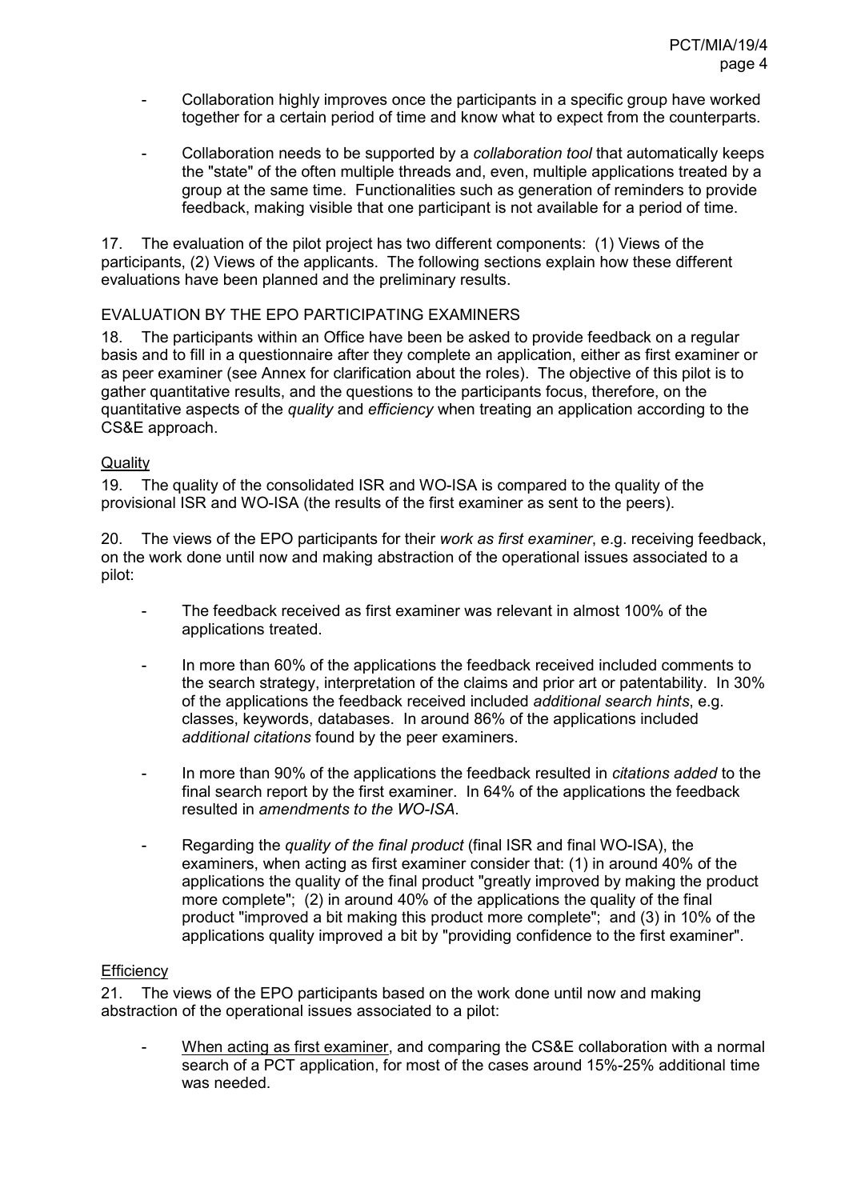- Collaboration highly improves once the participants in a specific group have worked together for a certain period of time and know what to expect from the counterparts.

- Collaboration needs to be supported by a *collaboration tool* that automatically keeps the "state" of the often multiple threads and, even, multiple applications treated by a group at the same time. Functionalities such as generation of reminders to provide feedback, making visible that one participant is not available for a period of time.

17. The evaluation of the pilot project has two different components: (1) Views of the participants, (2) Views of the applicants. The following sections explain how these different evaluations have been planned and the preliminary results.

EVALUATION BY THE EPO PARTICIPATING EXAMINERS

18. The participants within an Office have been be asked to provide feedback on a regular basis and to fill in a questionnaire after they complete an application, either as first examiner or as peer examiner (see Annex for clarification about the roles). The objective of this pilot is to gather quantitative results, and the questions to the participants focus, therefore, on the quantitative aspects of the *quality* and *efficiency* when treating an application according to the CS&E approach.

Quality

19. The quality of the consolidated ISR and WO-ISA is compared to the quality of the provisional ISR and WO-ISA (the results of the first examiner as sent to the peers).

20. The views of the EPO participants for their *work as first examiner*, e.g. receiving feedback, on the work done until now and making abstraction of the operational issues associated to a pilot:

- The feedback received as first examiner was relevant in almost 100% of the applications treated.

- In more than 60% of the applications the feedback received included comments to the search strategy, interpretation of the claims and prior art or patentability. In 30% of the applications the feedback received included *additional search hints*, e.g. classes, keywords, databases. In around 86% of the applications included *additional citations* found by the peer examiners.

- In more than 90% of the applications the feedback resulted in *citations added* to the final search report by the first examiner. In 64% of the applications the feedback resulted in *amendments to the WO-ISA*.

- Regarding the *quality of the final product* (final ISR and final WO-ISA), the examiners, when acting as first examiner consider that: (1) in around 40% of the applications the quality of the final product "greatly improved by making the product more complete"; (2) in around 40% of the applications the quality of the final product "improved a bit making this product more complete"; and (3) in 10% of the applications quality improved a bit by "providing confidence to the first examiner".

Efficiency

21. The views of the EPO participants based on the work done until now and making abstraction of the operational issues associated to a pilot:

- When acting as first examiner, and comparing the CS&E collaboration with a normal search of a PCT application, for most of the cases around 15%-25% additional time was needed.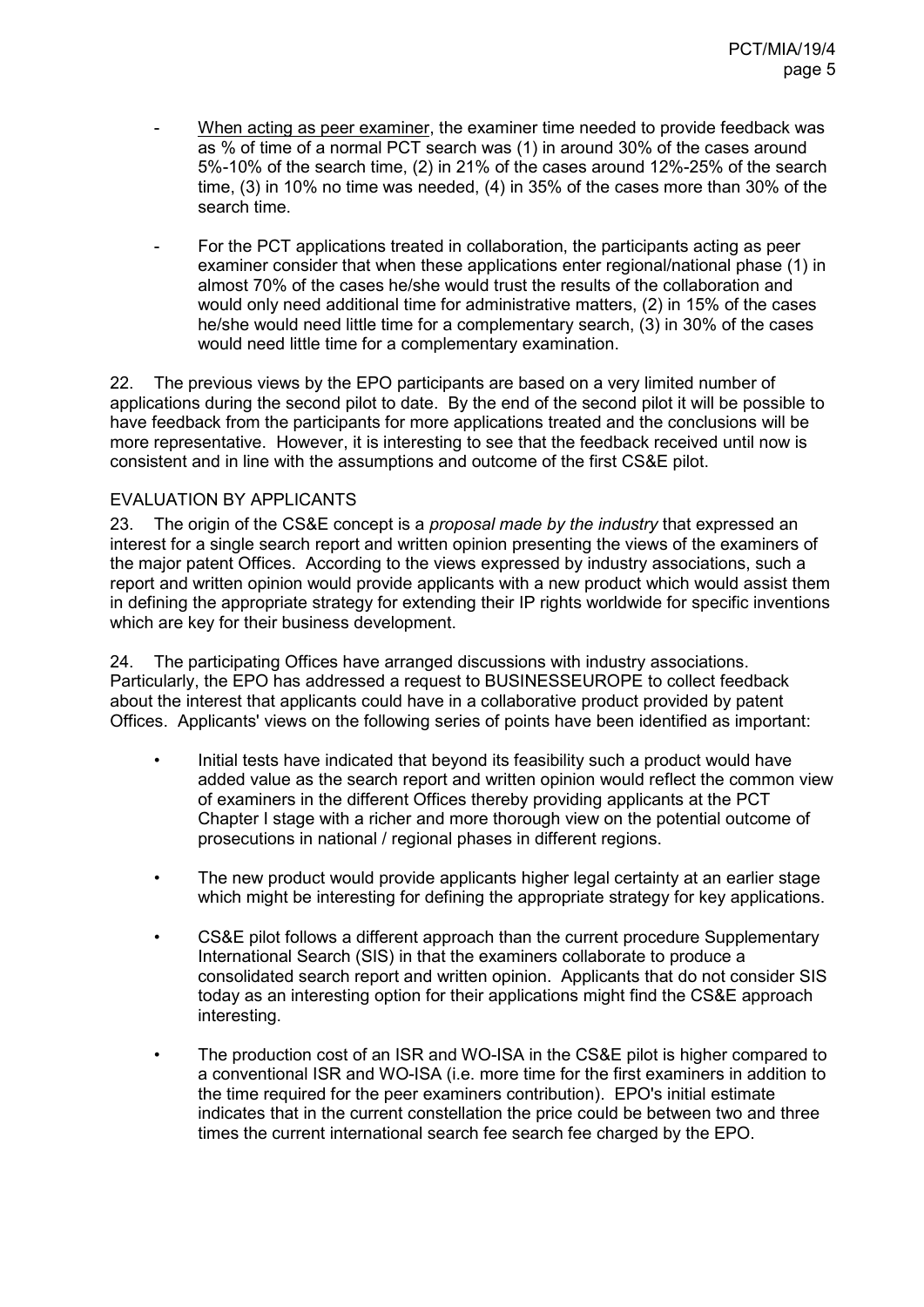- When acting as peer examiner, the examiner time needed to provide feedback was as % of time of a normal PCT search was (1) in around 30% of the cases around 5%-10% of the search time, (2) in 21% of the cases around 12%-25% of the search time, (3) in 10% no time was needed, (4) in 35% of the cases more than 30% of the search time.

- For the PCT applications treated in collaboration, the participants acting as peer examiner consider that when these applications enter regional/national phase (1) in almost 70% of the cases he/she would trust the results of the collaboration and would only need additional time for administrative matters, (2) in 15% of the cases he/she would need little time for a complementary search, (3) in 30% of the cases would need little time for a complementary examination.

22. The previous views by the EPO participants are based on a very limited number of applications during the second pilot to date. By the end of the second pilot it will be possible to have feedback from the participants for more applications treated and the conclusions will be more representative. However, it is interesting to see that the feedback received until now is consistent and in line with the assumptions and outcome of the first CS&E pilot.

EVALUATION BY APPLICANTS

23. The origin of the CS&E concept is a *proposal made by the industry* that expressed an interest for a single search report and written opinion presenting the views of the examiners of the major patent Offices. According to the views expressed by industry associations, such a report and written opinion would provide applicants with a new product which would assist them in defining the appropriate strategy for extending their IP rights worldwide for specific inventions which are key for their business development.

24. The participating Offices have arranged discussions with industry associations. Particularly, the EPO has addressed a request to BUSINESSEUROPE to collect feedback about the interest that applicants could have in a collaborative product provided by patent Offices. Applicants' views on the following series of points have been identified as important:

- Initial tests have indicated that beyond its feasibility such a product would have added value as the search report and written opinion would reflect the common view of examiners in the different Offices thereby providing applicants at the PCT Chapter I stage with a richer and more thorough view on the potential outcome of prosecutions in national / regional phases in different regions.

- The new product would provide applicants higher legal certainty at an earlier stage which might be interesting for defining the appropriate strategy for key applications.

- CS&E pilot follows a different approach than the current procedure Supplementary International Search (SIS) in that the examiners collaborate to produce a consolidated search report and written opinion. Applicants that do not consider SIS today as an interesting option for their applications might find the CS&E approach interesting.

- The production cost of an ISR and WO-ISA in the CS&E pilot is higher compared to a conventional ISR and WO-ISA (i.e. more time for the first examiners in addition to the time required for the peer examiners contribution). EPO's initial estimate indicates that in the current constellation the price could be between two and three times the current international search fee search fee charged by the EPO.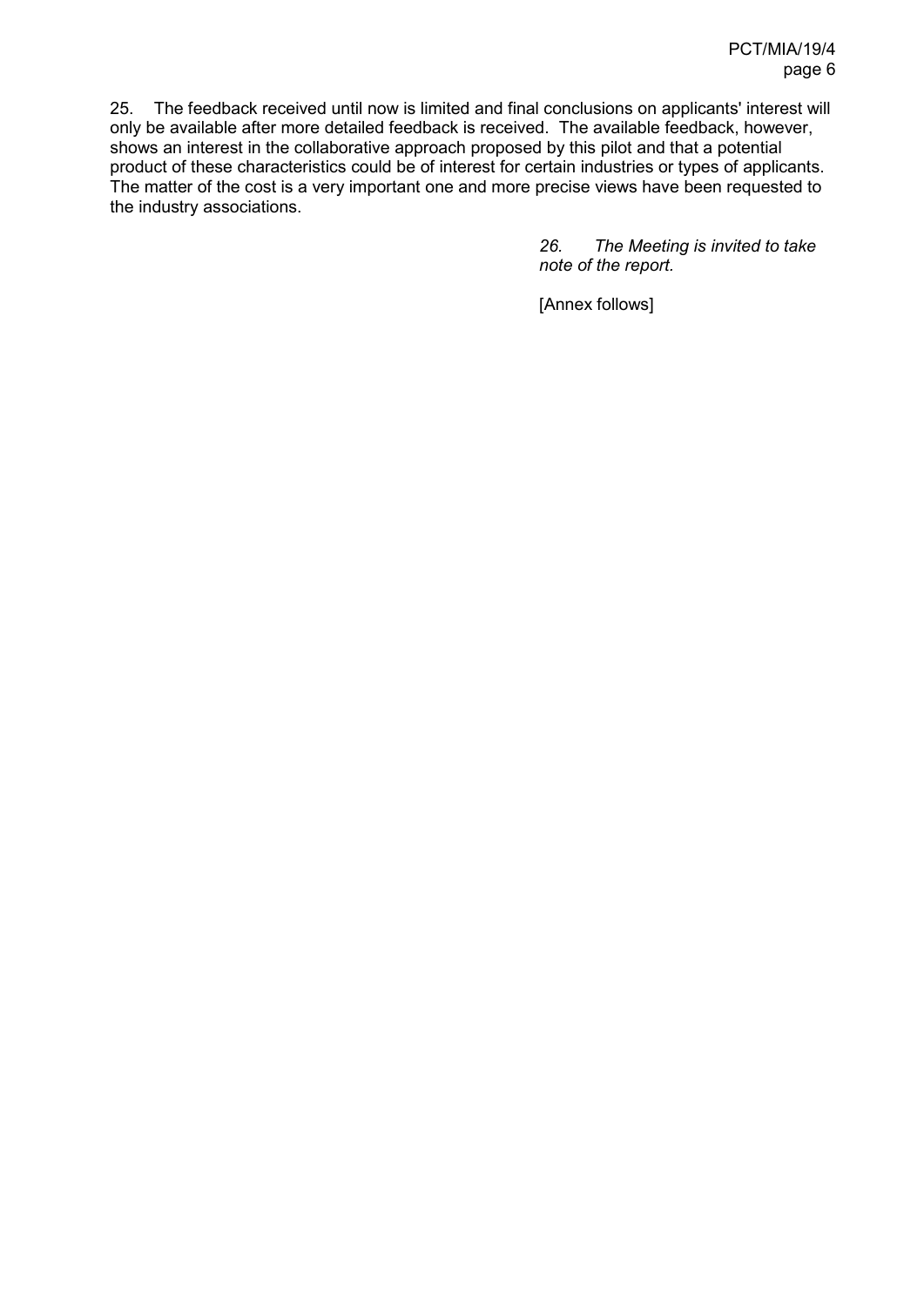25. The feedback received until now is limited and final conclusions on applicants' interest will only be available after more detailed feedback is received. The available feedback, however, shows an interest in the collaborative approach proposed by this pilot and that a potential product of these characteristics could be of interest for certain industries or types of applicants. The matter of the cost is a very important one and more precise views have been requested to the industry associations.

*26. The Meeting is invited to take note of the report.*

[Annex follows]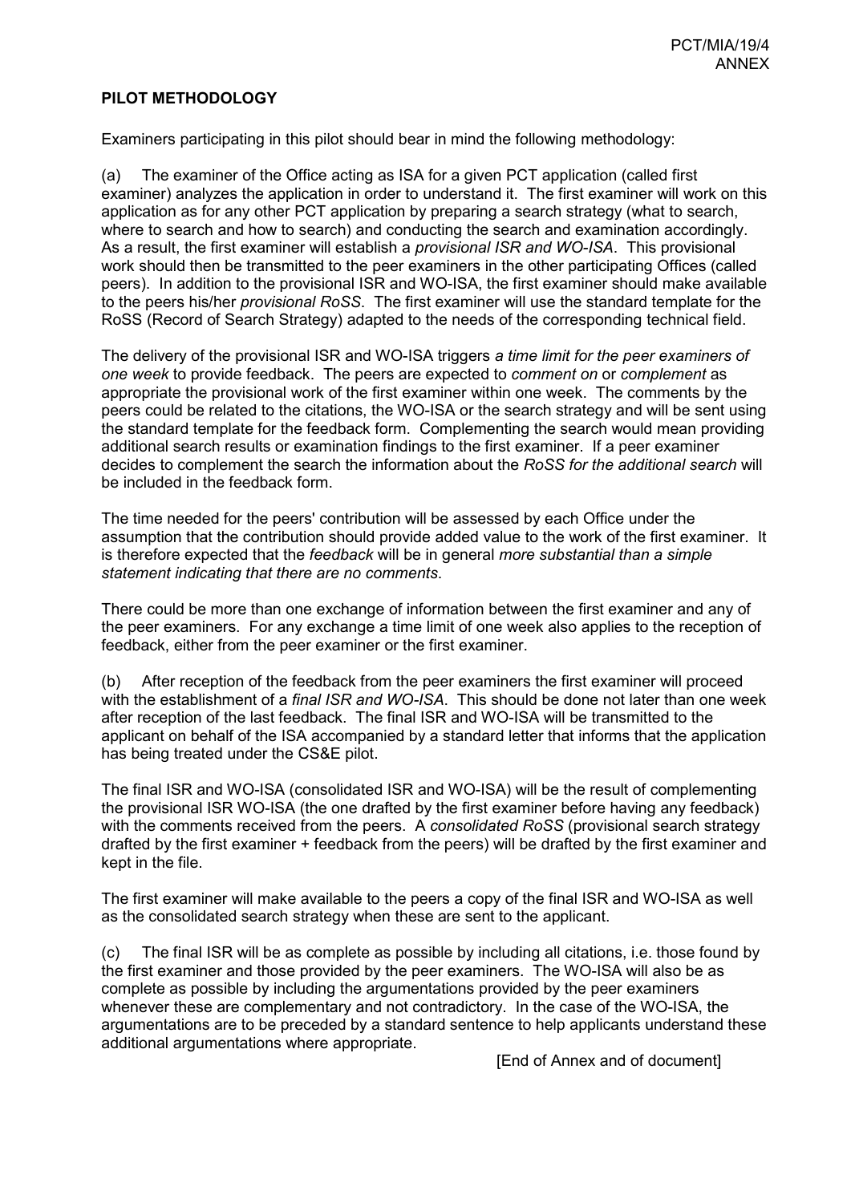**PILOT METHODOLOGY**

Examiners participating in this pilot should bear in mind the following methodology:

(a) The examiner of the Office acting as ISA for a given PCT application (called first examiner) analyzes the application in order to understand it. The first examiner will work on this application as for any other PCT application by preparing a search strategy (what to search, where to search and how to search) and conducting the search and examination accordingly. As a result, the first examiner will establish a *provisional ISR and WO-ISA*. This provisional work should then be transmitted to the peer examiners in the other participating Offices (called peers). In addition to the provisional ISR and WO-ISA, the first examiner should make available to the peers his/her *provisional RoSS*. The first examiner will use the standard template for the RoSS (Record of Search Strategy) adapted to the needs of the corresponding technical field.

The delivery of the provisional ISR and WO-ISA triggers *a time limit for the peer examiners of one week* to provide feedback. The peers are expected to *comment on* or *complement* as appropriate the provisional work of the first examiner within one week. The comments by the peers could be related to the citations, the WO-ISA or the search strategy and will be sent using the standard template for the feedback form. Complementing the search would mean providing additional search results or examination findings to the first examiner. If a peer examiner decides to complement the search the information about the *RoSS for the additional search* will be included in the feedback form.

The time needed for the peers' contribution will be assessed by each Office under the assumption that the contribution should provide added value to the work of the first examiner. It is therefore expected that the *feedback* will be in general *more substantial than a simple statement indicating that there are no comments*.

There could be more than one exchange of information between the first examiner and any of the peer examiners. For any exchange a time limit of one week also applies to the reception of feedback, either from the peer examiner or the first examiner.

(b) After reception of the feedback from the peer examiners the first examiner will proceed with the establishment of a *final ISR and WO-ISA*. This should be done not later than one week after reception of the last feedback. The final ISR and WO-ISA will be transmitted to the applicant on behalf of the ISA accompanied by a standard letter that informs that the application has being treated under the CS&E pilot.

The final ISR and WO-ISA (consolidated ISR and WO-ISA) will be the result of complementing the provisional ISR WO-ISA (the one drafted by the first examiner before having any feedback) with the comments received from the peers. A *consolidated RoSS* (provisional search strategy drafted by the first examiner + feedback from the peers) will be drafted by the first examiner and kept in the file.

The first examiner will make available to the peers a copy of the final ISR and WO-ISA as well as the consolidated search strategy when these are sent to the applicant.

(c) The final ISR will be as complete as possible by including all citations, i.e. those found by the first examiner and those provided by the peer examiners. The WO-ISA will also be as complete as possible by including the argumentations provided by the peer examiners whenever these are complementary and not contradictory. In the case of the WO-ISA, the argumentations are to be preceded by a standard sentence to help applicants understand these additional argumentations where appropriate.

[End of Annex and of document]